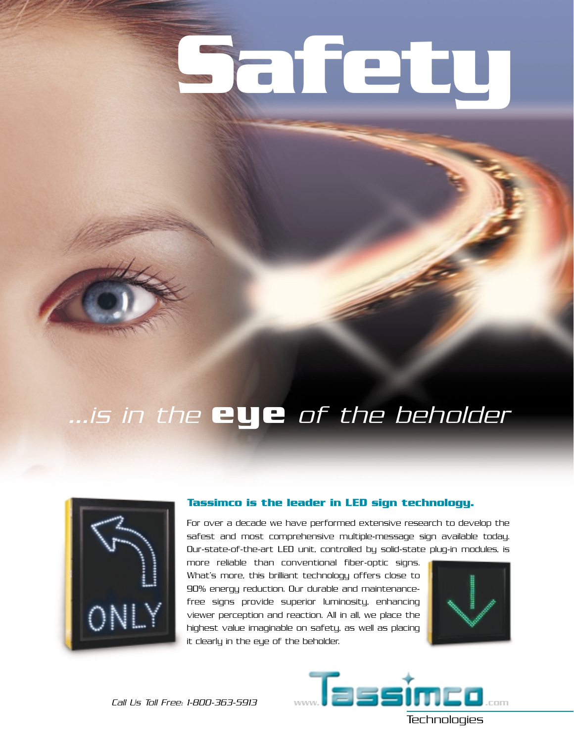# Safety

*...is in the* **eye** *of the beholder*

### Tassimco is the leader in LED sign technology.

For over a decade we have performed extensive research to develop the safest and most comprehensive multiple-message sign available today. Our-state-of-the-art LED unit, controlled by solid-state plug-in modules, is more reliable than conventional fiber-optic signs. What's more, this brilliant technology offers close to 90% energy reduction. Our durable and maintenance-free signs provide superior luminosity, enhancing viewer perception and reaction. All in all, we place the highest value imaginable on safety, as well as placing it clearly in the eye of the beholder.

*Call Us Toll Free: 1-800-363-5913*

www.Tassimco.com

Tassimco Technologies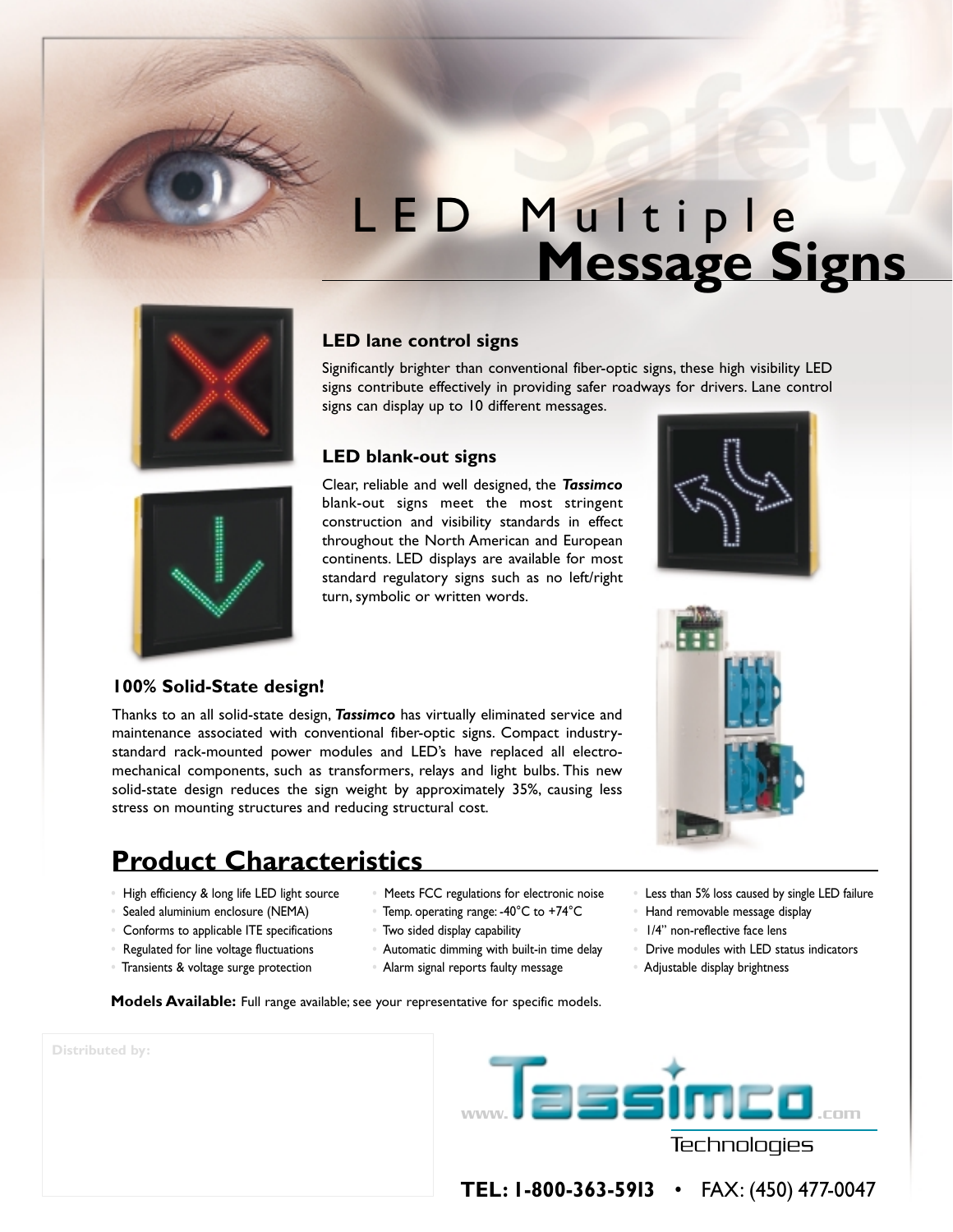# LED Multiple Message Signs

### LED lane control signs

Significantly brighter than conventional fiber-optic signs, these high visibility LED signs contribute effectively in providing safer roadways for drivers. Lane control signs can display up to 10 different messages.

### LED blank-out signs

Clear, reliable and well designed, the ***Tassimco*** blank-out signs meet the most stringent construction and visibility standards in effect throughout the North American and European continents. LED displays are available for most standard regulatory signs such as no left/right turn, symbolic or written words.

### 100% Solid-State design!

Thanks to an all solid-state design, ***Tassimco*** has virtually eliminated service and maintenance associated with conventional fiber-optic signs. Compact industry-standard rack-mounted power modules and LED's have replaced all electro-mechanical components, such as transformers, relays and light bulbs. This new solid-state design reduces the sign weight by approximately 35%, causing less stress on mounting structures and reducing structural cost.

## Product Characteristics

- High efficiency & long life LED light source
- Sealed aluminium enclosure (NEMA)
- Conforms to applicable ITE specifications
- Regulated for line voltage fluctuations
- Transients & voltage surge protection
- Meets FCC regulations for electronic noise
- Temp. operating range: -40°C to +74°C
- Two sided display capability
- Automatic dimming with built-in time delay
- Alarm signal reports faulty message
- Less than 5% loss caused by single LED failure
- Hand removable message display
- 1/4" non-reflective face lens
- Drive modules with LED status indicators
- Adjustable display brightness

**Models Available:** Full range available; see your representative for specific models.

Distributed by:

www.Tassimco.com Technologies

**TEL: 1-800-363-5913** • FAX: (450) 477-0047